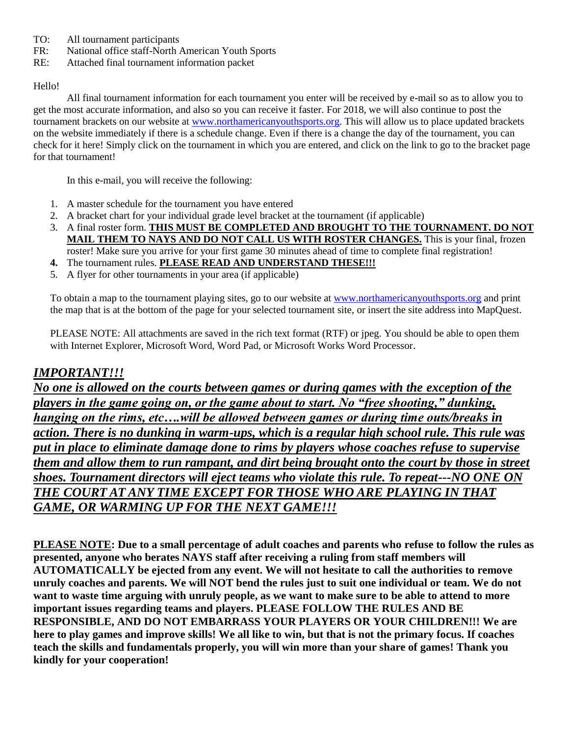TO: All tournament participants
FR: National office staff-North American Youth Sports
RE: Attached final tournament information packet

Hello!

All final tournament information for each tournament you enter will be received by e-mail so as to allow you to get the most accurate information, and also so you can receive it faster. For 2018, we will also continue to post the tournament brackets on our website at [www.northamericanyouthsports.org](http://www.northamericanyouthsports.org). This will allow us to place updated brackets on the website immediately if there is a schedule change. Even if there is a change the day of the tournament, you can check for it here! Simply click on the tournament in which you are entered, and click on the link to go to the bracket page for that tournament!

In this e-mail, you will receive the following:

1. A master schedule for the tournament you have entered
2. A bracket chart for your individual grade level bracket at the tournament (if applicable)
3. A final roster form. **THIS MUST BE COMPLETED AND BROUGHT TO THE TOURNAMENT. DO NOT MAIL THEM TO NAYS AND DO NOT CALL US WITH ROSTER CHANGES.** This is your final, frozen roster! Make sure you arrive for your first game 30 minutes ahead of time to complete final registration!
4. The tournament rules. **PLEASE READ AND UNDERSTAND THESE!!!**
5. A flyer for other tournaments in your area (if applicable)

To obtain a map to the tournament playing sites, go to our website at [www.northamericanyouthsports.org](http://www.northamericanyouthsports.org) and print the map that is at the bottom of the page for your selected tournament site, or insert the site address into MapQuest.

PLEASE NOTE: All attachments are saved in the rich text format (RTF) or jpeg. You should be able to open them with Internet Explorer, Microsoft Word, Word Pad, or Microsoft Works Word Processor.

## ***IMPORTANT!!!***

***No one is allowed on the courts between games or during games with the exception of the players in the game going on, or the game about to start. No "free shooting," dunking, hanging on the rims, etc….will be allowed between games or during time outs/breaks in action. There is no dunking in warm-ups, which is a regular high school rule. This rule was put in place to eliminate damage done to rims by players whose coaches refuse to supervise them and allow them to run rampant, and dirt being brought onto the court by those in street shoes. Tournament directors will eject teams who violate this rule. To repeat---NO ONE ON THE COURT AT ANY TIME EXCEPT FOR THOSE WHO ARE PLAYING IN THAT GAME, OR WARMING UP FOR THE NEXT GAME!!!***

**PLEASE NOTE: Due to a small percentage of adult coaches and parents who refuse to follow the rules as presented, anyone who berates NAYS staff after receiving a ruling from staff members will AUTOMATICALLY be ejected from any event. We will not hesitate to call the authorities to remove unruly coaches and parents. We will NOT bend the rules just to suit one individual or team. We do not want to waste time arguing with unruly people, as we want to make sure to be able to attend to more important issues regarding teams and players. PLEASE FOLLOW THE RULES AND BE RESPONSIBLE, AND DO NOT EMBARRASS YOUR PLAYERS OR YOUR CHILDREN!!! We are here to play games and improve skills! We all like to win, but that is not the primary focus. If coaches teach the skills and fundamentals properly, you will win more than your share of games! Thank you kindly for your cooperation!**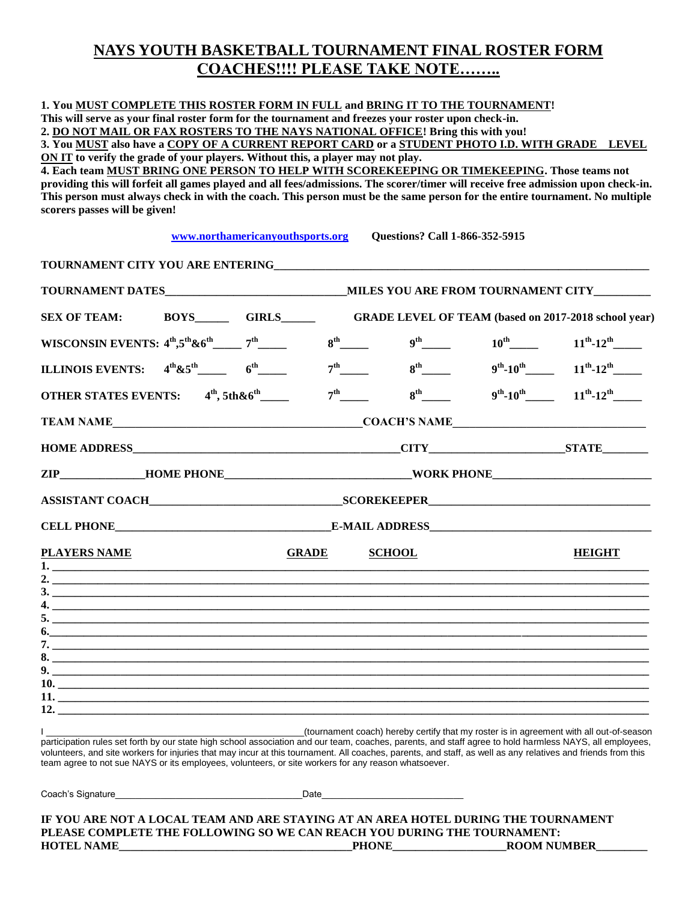# NAYS YOUTH BASKETBALL TOURNAMENT FINAL ROSTER FORM

## COACHES!!!! PLEASE TAKE NOTE……..

**1. You MUST COMPLETE THIS ROSTER FORM IN FULL and BRING IT TO THE TOURNAMENT!**
**This will serve as your final roster form for the tournament and freezes your roster upon check-in.**
**2. DO NOT MAIL OR FAX ROSTERS TO THE NAYS NATIONAL OFFICE! Bring this with you!**
**3. You MUST also have a COPY OF A CURRENT REPORT CARD or a STUDENT PHOTO I.D. WITH GRADE LEVEL ON IT to verify the grade of your players. Without this, a player may not play.**
**4. Each team MUST BRING ONE PERSON TO HELP WITH SCOREKEEPING OR TIMEKEEPING. Those teams not providing this will forfeit all games played and all fees/admissions. The scorer/timer will receive free admission upon check-in. This person must always check in with the coach. This person must be the same person for the entire tournament. No multiple scorers passes will be given!**

**www.northamericanyouthsports.org Questions? Call 1-866-352-5915**

**TOURNAMENT CITY YOU ARE ENTERING**______________________________

**TOURNAMENT DATES**______________________ **MILES YOU ARE FROM TOURNAMENT CITY**__________

**SEX OF TEAM: BOYS**______ **GIRLS**______ **GRADE LEVEL OF TEAM (based on 2017-2018 school year)**

**WISCONSIN EVENTS:** 4th,5th&6th_____ 7th_____ 8th_____ 9th_____ 10th_____ 11th-12th_____

**ILLINOIS EVENTS:** 4th&5th_____ 6th_____ 7th_____ 8th_____ 9th-10th_____ 11th-12th_____

**OTHER STATES EVENTS:** 4th, 5th&6th_____ 7th_____ 8th_____ 9th-10th_____ 11th-12th_____

**TEAM NAME**______________________________ **COACH'S NAME**______________________________

**HOME ADDRESS**______________________________ **CITY**____________________ **STATE**________

**ZIP**______________ **HOME PHONE**______________________ **WORK PHONE**______________________

**ASSISTANT COACH**______________________ **SCOREKEEPER**______________________

**CELL PHONE**______________________ **E-MAIL ADDRESS**______________________

| PLAYERS NAME | GRADE | SCHOOL | HEIGHT |
|---|---|---|---|
| 1. | | | |
| 2. | | | |
| 3. | | | |
| 4. | | | |
| 5. | | | |
| 6. | | | |
| 7. | | | |
| 8. | | | |
| 9. | | | |
| 10. | | | |
| 11. | | | |
| 12. | | | |

I ______________________________(tournament coach) hereby certify that my roster is in agreement with all out-of-season participation rules set forth by our state high school association and our team, coaches, parents, and staff agree to hold harmless NAYS, all employees, volunteers, and site workers for injuries that may incur at this tournament. All coaches, parents, and staff, as well as any relatives and friends from this team agree to not sue NAYS or its employees, volunteers, or site workers for any reason whatsoever.

Coach's Signature______________________________ Date______________________

**IF YOU ARE NOT A LOCAL TEAM AND ARE STAYING AT AN AREA HOTEL DURING THE TOURNAMENT PLEASE COMPLETE THE FOLLOWING SO WE CAN REACH YOU DURING THE TOURNAMENT:**
**HOTEL NAME**______________________________ **PHONE**____________________ **ROOM NUMBER**_________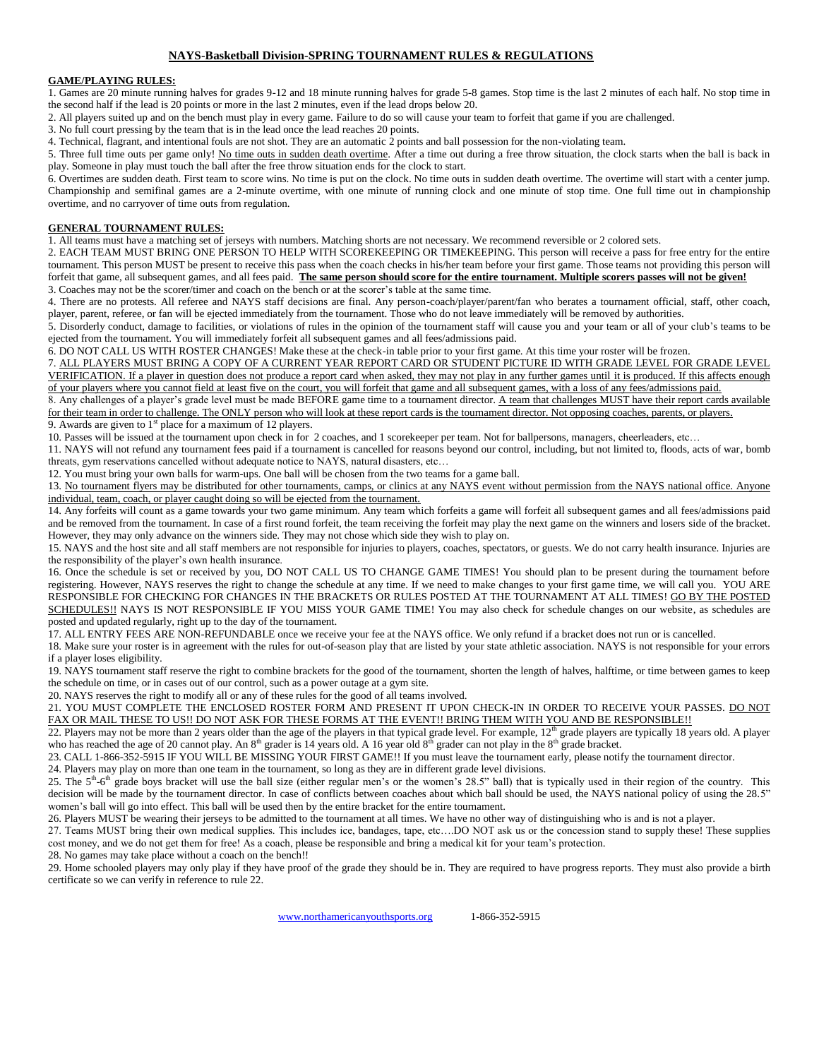# NAYS-Basketball Division-SPRING TOURNAMENT RULES & REGULATIONS

## GAME/PLAYING RULES:

1. Games are 20 minute running halves for grades 9-12 and 18 minute running halves for grade 5-8 games. Stop time is the last 2 minutes of each half. No stop time in the second half if the lead is 20 points or more in the last 2 minutes, even if the lead drops below 20.
2. All players suited up and on the bench must play in every game. Failure to do so will cause your team to forfeit that game if you are challenged.
3. No full court pressing by the team that is in the lead once the lead reaches 20 points.
4. Technical, flagrant, and intentional fouls are not shot. They are an automatic 2 points and ball possession for the non-violating team.
5. Three full time outs per game only! No time outs in sudden death overtime. After a time out during a free throw situation, the clock starts when the ball is back in play. Someone in play must touch the ball after the free throw situation ends for the clock to start.
6. Overtimes are sudden death. First team to score wins. No time is put on the clock. No time outs in sudden death overtime. The overtime will start with a center jump. Championship and semifinal games are a 2-minute overtime, with one minute of running clock and one minute of stop time. One full time out in championship overtime, and no carryover of time outs from regulation.

## GENERAL TOURNAMENT RULES:

1. All teams must have a matching set of jerseys with numbers. Matching shorts are not necessary. We recommend reversible or 2 colored sets.
2. EACH TEAM MUST BRING ONE PERSON TO HELP WITH SCOREKEEPING OR TIMEKEEPING. This person will receive a pass for free entry for the entire tournament. This person MUST be present to receive this pass when the coach checks in his/her team before your first game. Those teams not providing this person will forfeit that game, all subsequent games, and all fees paid. **The same person should score for the entire tournament. Multiple scorers passes will not be given!**
3. Coaches may not be the scorer/timer and coach on the bench or at the scorer's table at the same time.
4. There are no protests. All referee and NAYS staff decisions are final. Any person-coach/player/parent/fan who berates a tournament official, staff, other coach, player, parent, referee, or fan will be ejected immediately from the tournament. Those who do not leave immediately will be removed by authorities.
5. Disorderly conduct, damage to facilities, or violations of rules in the opinion of the tournament staff will cause you and your team or all of your club's teams to be ejected from the tournament. You will immediately forfeit all subsequent games and all fees/admissions paid.
6. DO NOT CALL US WITH ROSTER CHANGES! Make these at the check-in table prior to your first game. At this time your roster will be frozen.
7. ALL PLAYERS MUST BRING A COPY OF A CURRENT YEAR REPORT CARD OR STUDENT PICTURE ID WITH GRADE LEVEL FOR GRADE LEVEL VERIFICATION. If a player in question does not produce a report card when asked, they may not play in any further games until it is produced. If this affects enough of your players where you cannot field at least five on the court, you will forfeit that game and all subsequent games, with a loss of any fees/admissions paid.
8. Any challenges of a player's grade level must be made BEFORE game time to a tournament director. A team that challenges MUST have their report cards available for their team in order to challenge. The ONLY person who will look at these report cards is the tournament director. Not opposing coaches, parents, or players.
9. Awards are given to 1st place for a maximum of 12 players.
10. Passes will be issued at the tournament upon check in for 2 coaches, and 1 scorekeeper per team. Not for ballpersons, managers, cheerleaders, etc…
11. NAYS will not refund any tournament fees paid if a tournament is cancelled for reasons beyond our control, including, but not limited to, floods, acts of war, bomb threats, gym reservations cancelled without adequate notice to NAYS, natural disasters, etc…
12. You must bring your own balls for warm-ups. One ball will be chosen from the two teams for a game ball.
13. No tournament flyers may be distributed for other tournaments, camps, or clinics at any NAYS event without permission from the NAYS national office. Anyone individual, team, coach, or player caught doing so will be ejected from the tournament.
14. Any forfeits will count as a game towards your two game minimum. Any team which forfeits a game will forfeit all subsequent games and all fees/admissions paid and be removed from the tournament. In case of a first round forfeit, the team receiving the forfeit may play the next game on the winners and losers side of the bracket. However, they may only advance on the winners side. They may not chose which side they wish to play on.
15. NAYS and the host site and all staff members are not responsible for injuries to players, coaches, spectators, or guests. We do not carry health insurance. Injuries are the responsibility of the player's own health insurance.
16. Once the schedule is set or received by you, DO NOT CALL US TO CHANGE GAME TIMES! You should plan to be present during the tournament before registering. However, NAYS reserves the right to change the schedule at any time. If we need to make changes to your first game time, we will call you. YOU ARE RESPONSIBLE FOR CHECKING FOR CHANGES IN THE BRACKETS OR RULES POSTED AT THE TOURNAMENT AT ALL TIMES! GO BY THE POSTED SCHEDULES!! NAYS IS NOT RESPONSIBLE IF YOU MISS YOUR GAME TIME! You may also check for schedule changes on our website, as schedules are posted and updated regularly, right up to the day of the tournament.
17. ALL ENTRY FEES ARE NON-REFUNDABLE once we receive your fee at the NAYS office. We only refund if a bracket does not run or is cancelled.
18. Make sure your roster is in agreement with the rules for out-of-season play that are listed by your state athletic association. NAYS is not responsible for your errors if a player loses eligibility.
19. NAYS tournament staff reserve the right to combine brackets for the good of the tournament, shorten the length of halves, halftime, or time between games to keep the schedule on time, or in cases out of our control, such as a power outage at a gym site.
20. NAYS reserves the right to modify all or any of these rules for the good of all teams involved.
21. YOU MUST COMPLETE THE ENCLOSED ROSTER FORM AND PRESENT IT UPON CHECK-IN IN ORDER TO RECEIVE YOUR PASSES. DO NOT FAX OR MAIL THESE TO US!! DO NOT ASK FOR THESE FORMS AT THE EVENT!! BRING THEM WITH YOU AND BE RESPONSIBLE!!
22. Players may not be more than 2 years older than the age of the players in that typical grade level. For example, 12th grade players are typically 18 years old. A player who has reached the age of 20 cannot play. An 8th grader is 14 years old. A 16 year old 8th grader can not play in the 8th grade bracket.
23. CALL 1-866-352-5915 IF YOU WILL BE MISSING YOUR FIRST GAME!! If you must leave the tournament early, please notify the tournament director.
24. Players may play on more than one team in the tournament, so long as they are in different grade level divisions.
25. The 5th-6th grade boys bracket will use the ball size (either regular men's or the women's 28.5" ball) that is typically used in their region of the country. This decision will be made by the tournament director. In case of conflicts between coaches about which ball should be used, the NAYS national policy of using the 28.5" women's ball will go into effect. This ball will be used then by the entire bracket for the entire tournament.
26. Players MUST be wearing their jerseys to be admitted to the tournament at all times. We have no other way of distinguishing who is and is not a player.
27. Teams MUST bring their own medical supplies. This includes ice, bandages, tape, etc….DO NOT ask us or the concession stand to supply these! These supplies cost money, and we do not get them for free! As a coach, please be responsible and bring a medical kit for your team's protection.
28. No games may take place without a coach on the bench!!
29. Home schooled players may only play if they have proof of the grade they should be in. They are required to have progress reports. They must also provide a birth certificate so we can verify in reference to rule 22.

www.northamericanyouthsports.org 1-866-352-5915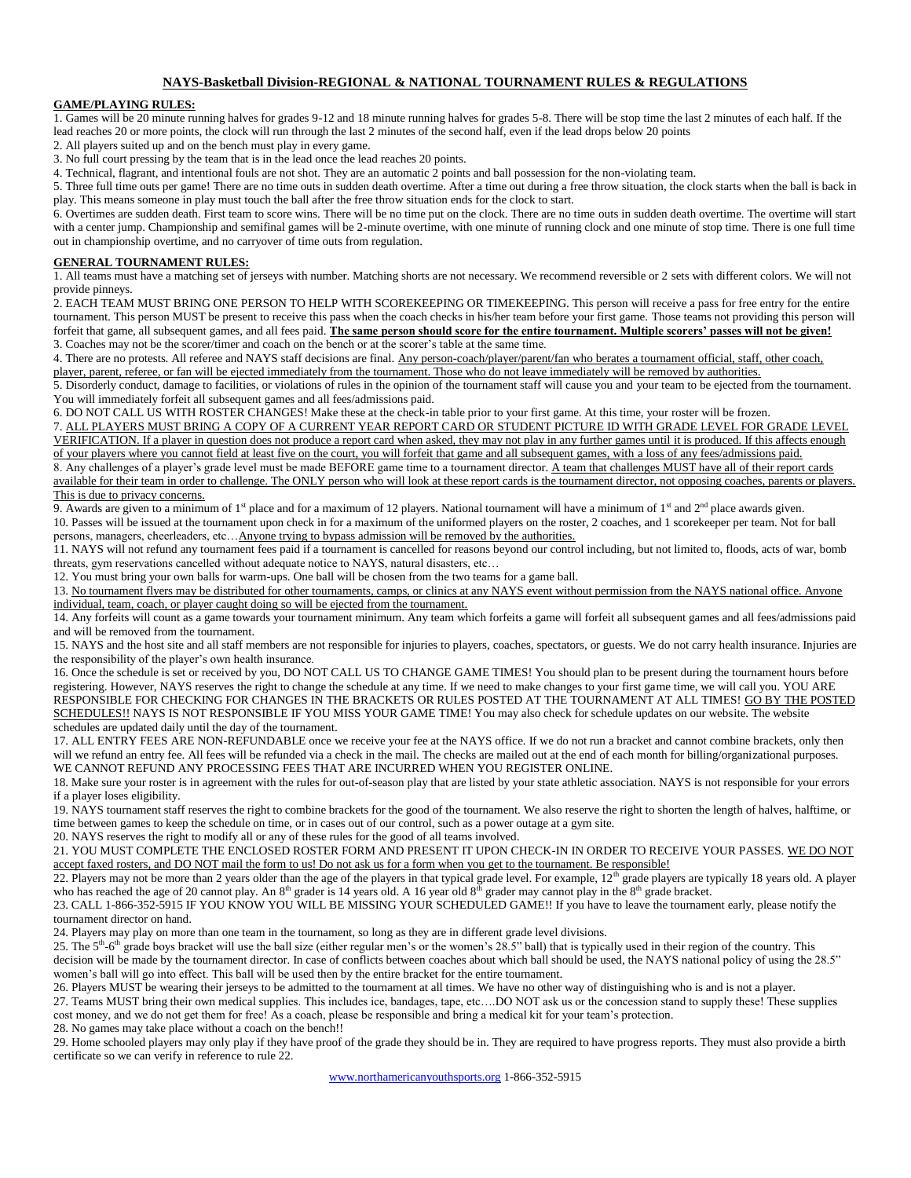# NAYS-Basketball Division-REGIONAL & NATIONAL TOURNAMENT RULES & REGULATIONS

**GAME/PLAYING RULES:**

1. Games will be 20 minute running halves for grades 9-12 and 18 minute running halves for grades 5-8. There will be stop time the last 2 minutes of each half. If the lead reaches 20 or more points, the clock will run through the last 2 minutes of the second half, even if the lead drops below 20 points
2. All players suited up and on the bench must play in every game.
3. No full court pressing by the team that is in the lead once the lead reaches 20 points.
4. Technical, flagrant, and intentional fouls are not shot. They are an automatic 2 points and ball possession for the non-violating team.
5. Three full time outs per game! There are no time outs in sudden death overtime. After a time out during a free throw situation, the clock starts when the ball is back in play. This means someone in play must touch the ball after the free throw situation ends for the clock to start.
6. Overtimes are sudden death. First team to score wins. There will be no time put on the clock. There are no time outs in sudden death overtime. The overtime will start with a center jump. Championship and semifinal games will be 2-minute overtime, with one minute of running clock and one minute of stop time. There is one full time out in championship overtime, and no carryover of time outs from regulation.

**GENERAL TOURNAMENT RULES:**

1. All teams must have a matching set of jerseys with number. Matching shorts are not necessary. We recommend reversible or 2 sets with different colors. We will not provide pinneys.
2. EACH TEAM MUST BRING ONE PERSON TO HELP WITH SCOREKEEPING OR TIMEKEEPING. This person will receive a pass for free entry for the entire tournament. This person MUST be present to receive this pass when the coach checks in his/her team before your first game. Those teams not providing this person will forfeit that game, all subsequent games, and all fees paid. **The same person should score for the entire tournament. Multiple scorers' passes will not be given!**
3. Coaches may not be the scorer/timer and coach on the bench or at the scorer's table at the same time.
4. There are no protests. All referee and NAYS staff decisions are final. Any person-coach/player/parent/fan who berates a tournament official, staff, other coach, player, parent, referee, or fan will be ejected immediately from the tournament. Those who do not leave immediately will be removed by authorities.
5. Disorderly conduct, damage to facilities, or violations of rules in the opinion of the tournament staff will cause you and your team to be ejected from the tournament. You will immediately forfeit all subsequent games and all fees/admissions paid.
6. DO NOT CALL US WITH ROSTER CHANGES! Make these at the check-in table prior to your first game. At this time, your roster will be frozen.
7. ALL PLAYERS MUST BRING A COPY OF A CURRENT YEAR REPORT CARD OR STUDENT PICTURE ID WITH GRADE LEVEL FOR GRADE LEVEL VERIFICATION. If a player in question does not produce a report card when asked, they may not play in any further games until it is produced. If this affects enough of your players where you cannot field at least five on the court, you will forfeit that game and all subsequent games, with a loss of any fees/admissions paid.
8. Any challenges of a player's grade level must be made BEFORE game time to a tournament director. A team that challenges MUST have all of their report cards available for their team in order to challenge. The ONLY person who will look at these report cards is the tournament director, not opposing coaches, parents or players. This is due to privacy concerns.
9. Awards are given to a minimum of 1st place and for a maximum of 12 players. National tournament will have a minimum of 1st and 2nd place awards given.
10. Passes will be issued at the tournament upon check in for a maximum of the uniformed players on the roster, 2 coaches, and 1 scorekeeper per team. Not for ball persons, managers, cheerleaders, etc…Anyone trying to bypass admission will be removed by the authorities.
11. NAYS will not refund any tournament fees paid if a tournament is cancelled for reasons beyond our control including, but not limited to, floods, acts of war, bomb threats, gym reservations cancelled without adequate notice to NAYS, natural disasters, etc…
12. You must bring your own balls for warm-ups. One ball will be chosen from the two teams for a game ball.
13. No tournament flyers may be distributed for other tournaments, camps, or clinics at any NAYS event without permission from the NAYS national office. Anyone individual, team, coach, or player caught doing so will be ejected from the tournament.
14. Any forfeits will count as a game towards your tournament minimum. Any team which forfeits a game will forfeit all subsequent games and all fees/admissions paid and will be removed from the tournament.
15. NAYS and the host site and all staff members are not responsible for injuries to players, coaches, spectators, or guests. We do not carry health insurance. Injuries are the responsibility of the player's own health insurance.
16. Once the schedule is set or received by you, DO NOT CALL US TO CHANGE GAME TIMES! You should plan to be present during the tournament hours before registering. However, NAYS reserves the right to change the schedule at any time. If we need to make changes to your first game time, we will call you. YOU ARE RESPONSIBLE FOR CHECKING FOR CHANGES IN THE BRACKETS OR RULES POSTED AT THE TOURNAMENT AT ALL TIMES! GO BY THE POSTED SCHEDULES!! NAYS IS NOT RESPONSIBLE IF YOU MISS YOUR GAME TIME! You may also check for schedule updates on our website. The website schedules are updated daily until the day of the tournament.
17. ALL ENTRY FEES ARE NON-REFUNDABLE once we receive your fee at the NAYS office. If we do not run a bracket and cannot combine brackets, only then will we refund an entry fee. All fees will be refunded via a check in the mail. The checks are mailed out at the end of each month for billing/organizational purposes. WE CANNOT REFUND ANY PROCESSING FEES THAT ARE INCURRED WHEN YOU REGISTER ONLINE.
18. Make sure your roster is in agreement with the rules for out-of-season play that are listed by your state athletic association. NAYS is not responsible for your errors if a player loses eligibility.
19. NAYS tournament staff reserves the right to combine brackets for the good of the tournament. We also reserve the right to shorten the length of halves, halftime, or time between games to keep the schedule on time, or in cases out of our control, such as a power outage at a gym site.
20. NAYS reserves the right to modify all or any of these rules for the good of all teams involved.
21. YOU MUST COMPLETE THE ENCLOSED ROSTER FORM AND PRESENT IT UPON CHECK-IN IN ORDER TO RECEIVE YOUR PASSES. WE DO NOT accept faxed rosters, and DO NOT mail the form to us! Do not ask us for a form when you get to the tournament. Be responsible!
22. Players may not be more than 2 years older than the age of the players in that typical grade level. For example, 12th grade players are typically 18 years old. A player who has reached the age of 20 cannot play. An 8th grader is 14 years old. A 16 year old 8th grader may cannot play in the 8th grade bracket.
23. CALL 1-866-352-5915 IF YOU KNOW YOU WILL BE MISSING YOUR SCHEDULED GAME!! If you have to leave the tournament early, please notify the tournament director on hand.
24. Players may play on more than one team in the tournament, so long as they are in different grade level divisions.
25. The 5th-6th grade boys bracket will use the ball size (either regular men's or the women's 28.5" ball) that is typically used in their region of the country. This decision will be made by the tournament director. In case of conflicts between coaches about which ball should be used, the NAYS national policy of using the 28.5" women's ball will go into effect. This ball will be used then by the entire bracket for the entire tournament.
26. Players MUST be wearing their jerseys to be admitted to the tournament at all times. We have no other way of distinguishing who is and is not a player.
27. Teams MUST bring their own medical supplies. This includes ice, bandages, tape, etc….DO NOT ask us or the concession stand to supply these! These supplies cost money, and we do not get them for free! As a coach, please be responsible and bring a medical kit for your team's protection.
28. No games may take place without a coach on the bench!!
29. Home schooled players may only play if they have proof of the grade they should be in. They are required to have progress reports. They must also provide a birth certificate so we can verify in reference to rule 22.

www.northamericanyouthsports.org 1-866-352-5915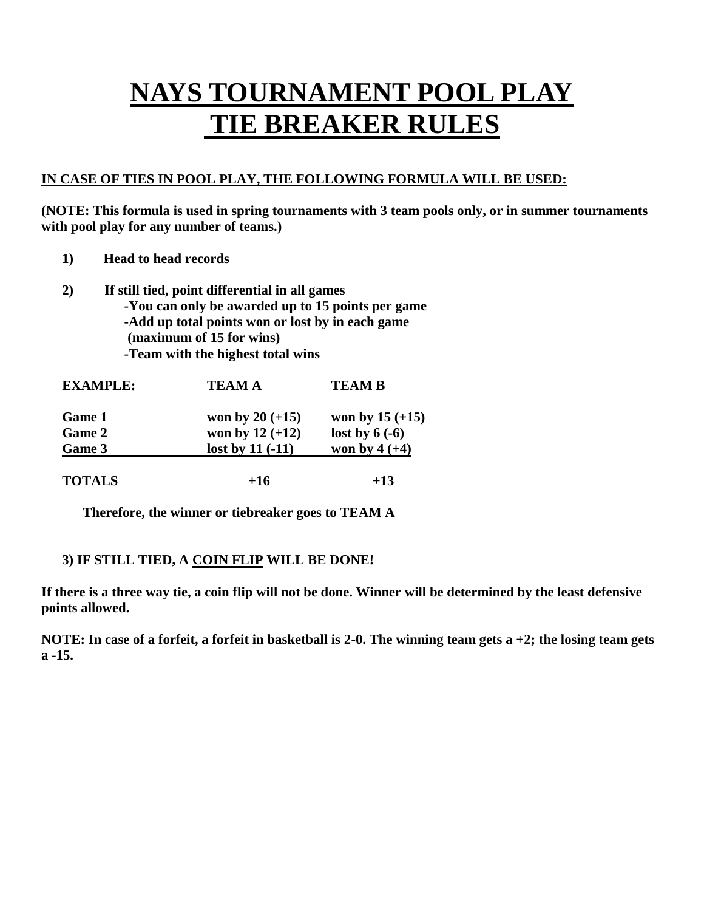# NAYS TOURNAMENT POOL PLAY TIE BREAKER RULES

**IN CASE OF TIES IN POOL PLAY, THE FOLLOWING FORMULA WILL BE USED:**

**(NOTE: This formula is used in spring tournaments with 3 team pools only, or in summer tournaments with pool play for any number of teams.)**

1) **Head to head records**

2) **If still tied, point differential in all games**
   - **You can only be awarded up to 15 points per game**
   - **Add up total points won or lost by in each game (maximum of 15 for wins)**
   - **Team with the highest total wins**

| **EXAMPLE:** | **TEAM A** | **TEAM B** |
|---|---|---|
| **Game 1** | **won by 20 (+15)** | **won by 15 (+15)** |
| **Game 2** | **won by 12 (+12)** | **lost by 6 (-6)** |
| **Game 3** | **lost by 11 (-11)** | **won by 4 (+4)** |
| **TOTALS** | **+16** | **+13** |

**Therefore, the winner or tiebreaker goes to TEAM A**

3) **IF STILL TIED, A COIN FLIP WILL BE DONE!**

**If there is a three way tie, a coin flip will not be done. Winner will be determined by the least defensive points allowed.**

**NOTE: In case of a forfeit, a forfeit in basketball is 2-0. The winning team gets a +2; the losing team gets a -15.**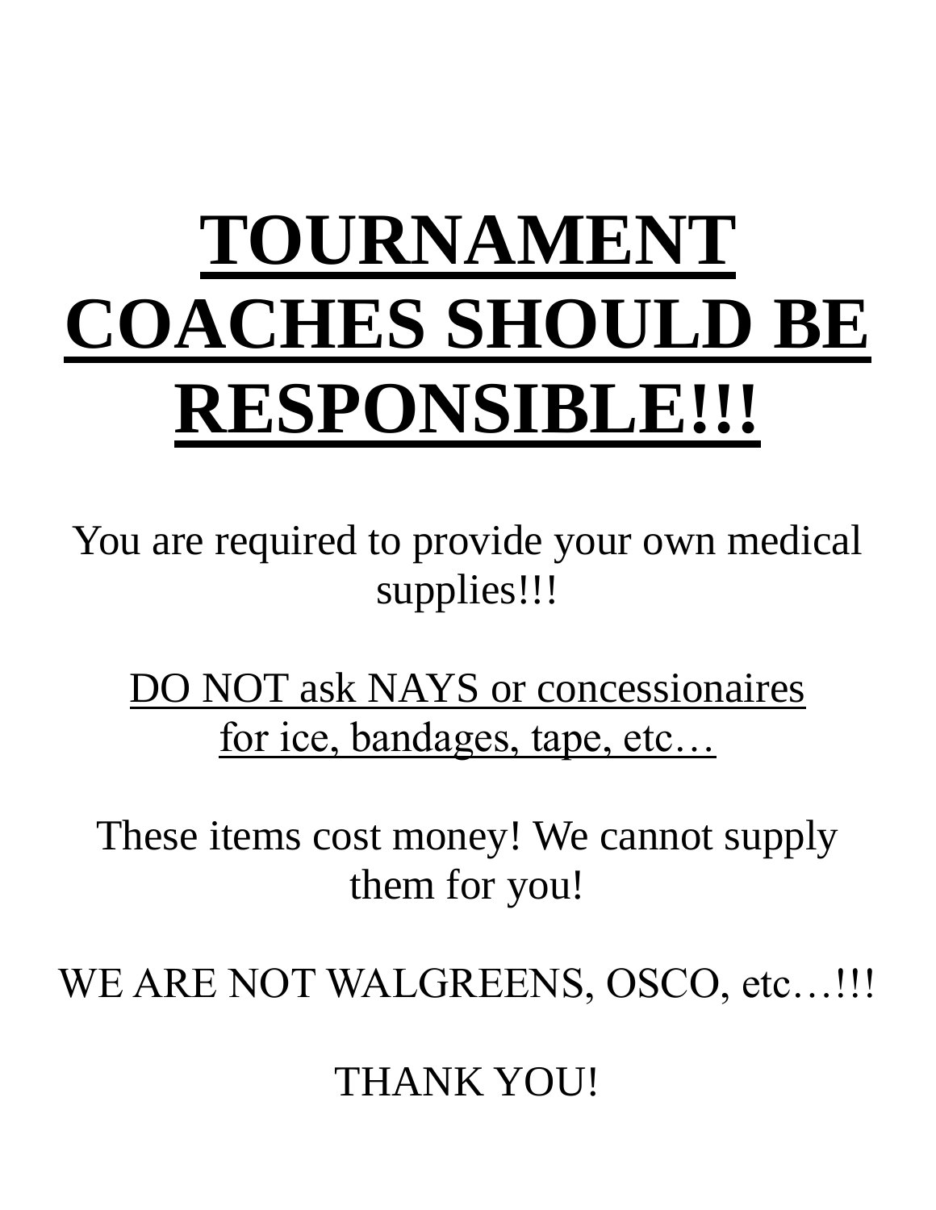# **<u>TOURNAMENT COACHES SHOULD BE RESPONSIBLE!!!</u>**

You are required to provide your own medical supplies!!!

<u>DO NOT ask NAYS or concessionaires for ice, bandages, tape, etc…</u>

These items cost money! We cannot supply them for you!

WE ARE NOT WALGREENS, OSCO, etc…!!!

THANK YOU!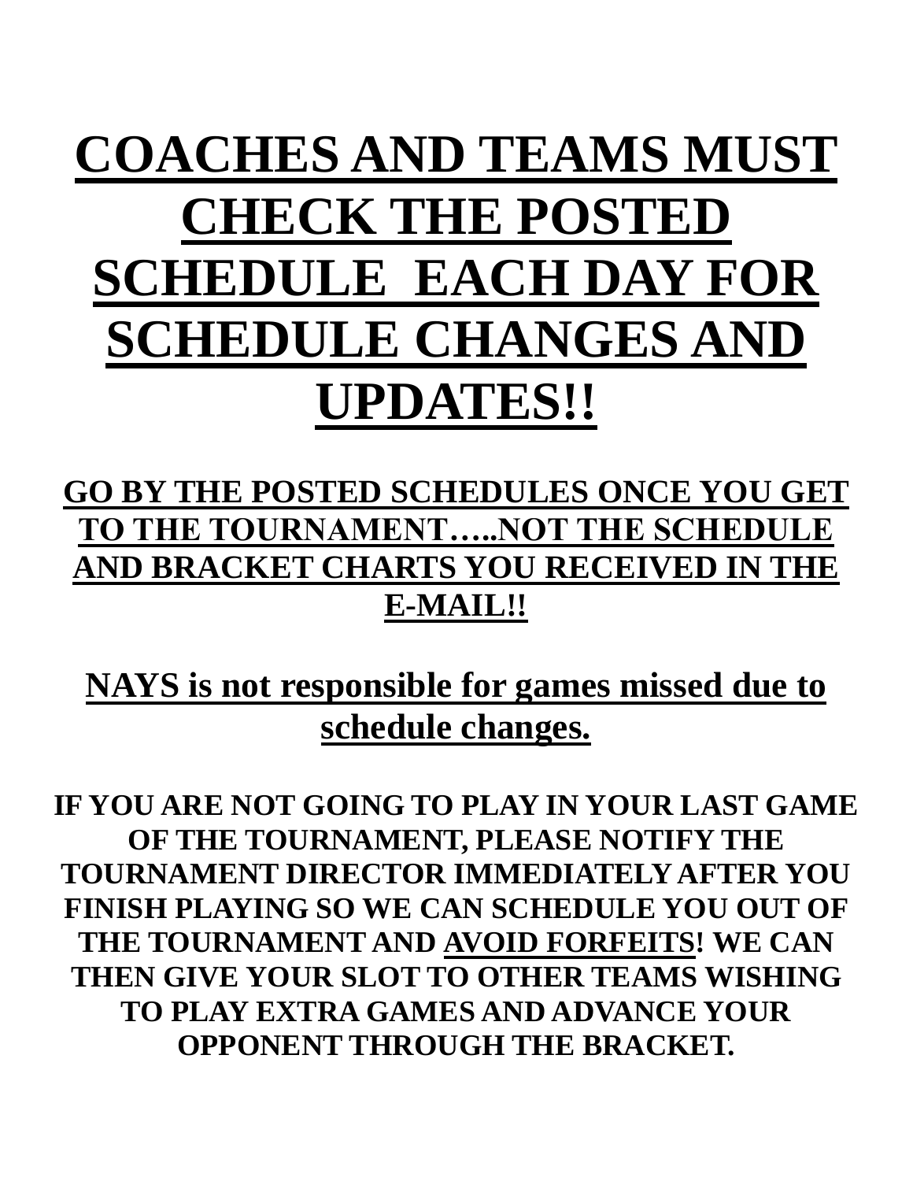# <u>COACHES AND TEAMS MUST CHECK THE POSTED SCHEDULE EACH DAY FOR SCHEDULE CHANGES AND UPDATES!!</u>

## <u>GO BY THE POSTED SCHEDULES ONCE YOU GET TO THE TOURNAMENT…..NOT THE SCHEDULE AND BRACKET CHARTS YOU RECEIVED IN THE E-MAIL!!</u>

## <u>NAYS is not responsible for games missed due to schedule changes.</u>

**IF YOU ARE NOT GOING TO PLAY IN YOUR LAST GAME OF THE TOURNAMENT, PLEASE NOTIFY THE TOURNAMENT DIRECTOR IMMEDIATELY AFTER YOU FINISH PLAYING SO WE CAN SCHEDULE YOU OUT OF THE TOURNAMENT AND <u>AVOID FORFEITS</u>! WE CAN THEN GIVE YOUR SLOT TO OTHER TEAMS WISHING TO PLAY EXTRA GAMES AND ADVANCE YOUR OPPONENT THROUGH THE BRACKET.**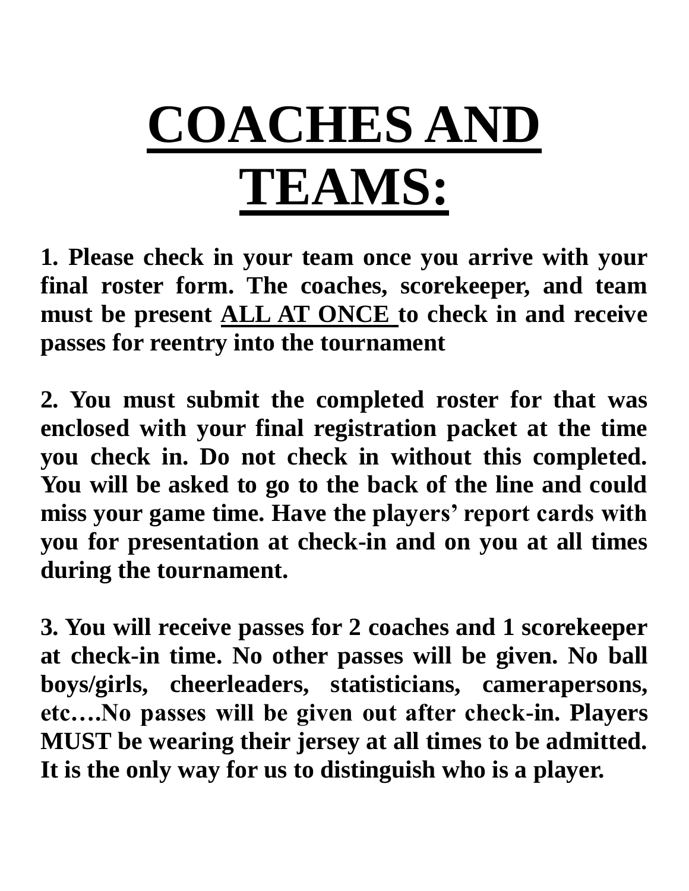# <u>COACHES AND TEAMS:</u>

**1. Please check in your team once you arrive with your final roster form. The coaches, scorekeeper, and team must be present <u>ALL AT ONCE</u> to check in and receive passes for reentry into the tournament**

**2. You must submit the completed roster for that was enclosed with your final registration packet at the time you check in. Do not check in without this completed. You will be asked to go to the back of the line and could miss your game time. Have the players' report cards with you for presentation at check-in and on you at all times during the tournament.**

**3. You will receive passes for 2 coaches and 1 scorekeeper at check-in time. No other passes will be given. No ball boys/girls, cheerleaders, statisticians, camerapersons, etc….No passes will be given out after check-in. Players MUST be wearing their jersey at all times to be admitted. It is the only way for us to distinguish who is a player.**